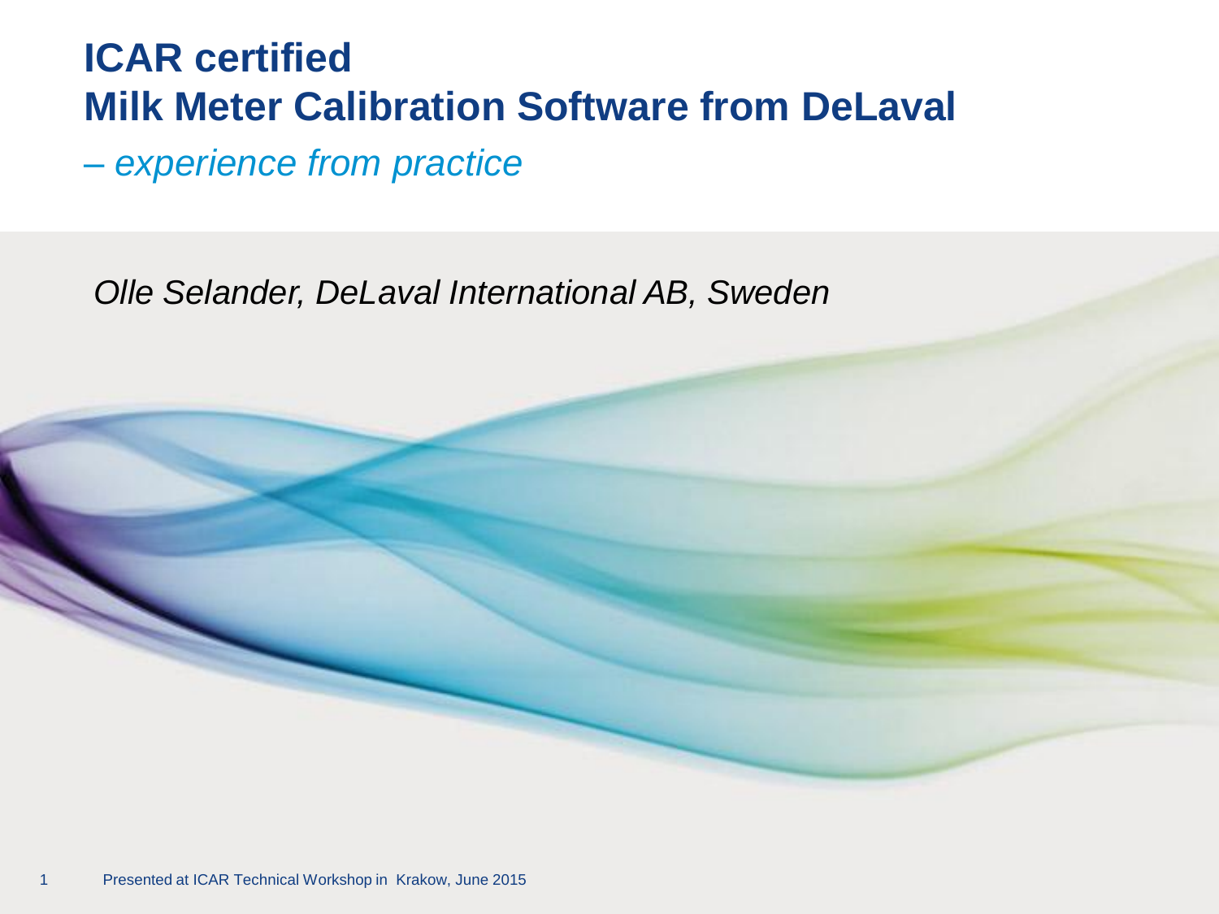# ICAR certified
# Milk Meter Calibration Software from DeLaval

*– experience from practice*

*Olle Selander, DeLaval International AB, Sweden*

Presented at ICAR Technical Workshop in Krakow, June 2015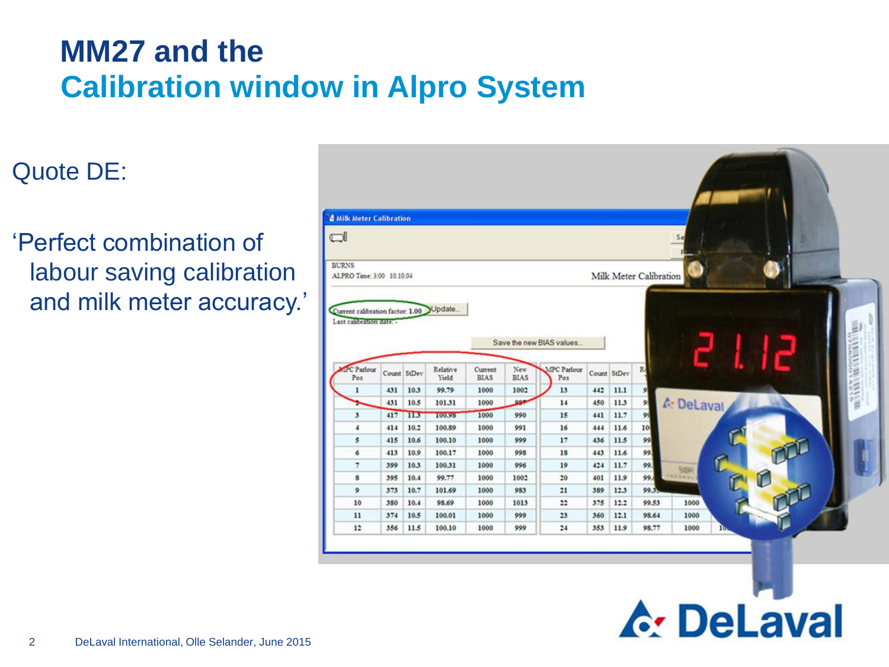# MM27 and the
## Calibration window in Alpro System

Quote DE:

'Perfect combination of labour saving calibration and milk meter accuracy.'

Milk Meter Calibration

BURNS
ALPRO Time: 3:00 10.10.04

Milk Meter Calibration

Current calibration factor: 1.00 Update...
Last calibration date: -

Save the new BIAS values...

| MPC Parlour Pos | Count | StDev | Relative Yield | Current BIAS | New BIAS |
|---|---|---|---|---|---|
| 1 | 431 | 10.3 | 99.79 | 1000 | 1002 |
| 2 | 431 | 10.5 | 101.31 | 1000 | 987 |
| 3 | 417 | 11.3 | 100.98 | 1000 | 990 |
| 4 | 414 | 10.2 | 100.89 | 1000 | 991 |
| 5 | 415 | 10.6 | 100.10 | 1000 | 999 |
| 6 | 413 | 10.9 | 100.17 | 1000 | 998 |
| 7 | 399 | 10.3 | 100.31 | 1000 | 996 |
| 8 | 395 | 10.4 | 99.77 | 1000 | 1002 |
| 9 | 373 | 10.7 | 101.69 | 1000 | 983 |
| 10 | 380 | 10.4 | 98.69 | 1000 | 1013 |
| 11 | 374 | 10.5 | 100.01 | 1000 | 999 |
| 12 | 356 | 11.5 | 100.10 | 1000 | 999 |

| MPC Parlour Pos | Count | StDev |
|---|---|---|
| 13 | 442 | 11.1 |
| 14 | 450 | 11.3 |
| 15 | 441 | 11.7 |
| 16 | 444 | 11.6 |
| 17 | 436 | 11.5 |
| 18 | 443 | 11.6 |
| 19 | 424 | 11.7 |
| 20 | 401 | 11.9 |
| 21 | 389 | 12.3 |
| 22 | 375 | 12.2 |
| 23 | 360 | 12.1 |
| 24 | 353 | 11.9 |

DeLaval International, Olle Selander, June 2015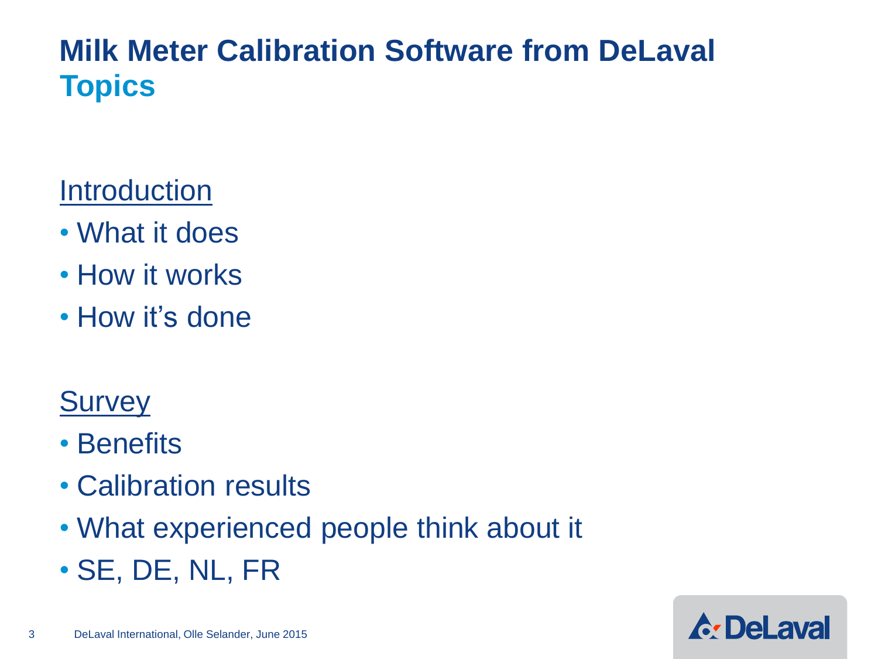# Milk Meter Calibration Software from DeLaval

## Topics

**Introduction**

- What it does
- How it works
- How it's done

**Survey**

- Benefits
- Calibration results
- What experienced people think about it
- SE, DE, NL, FR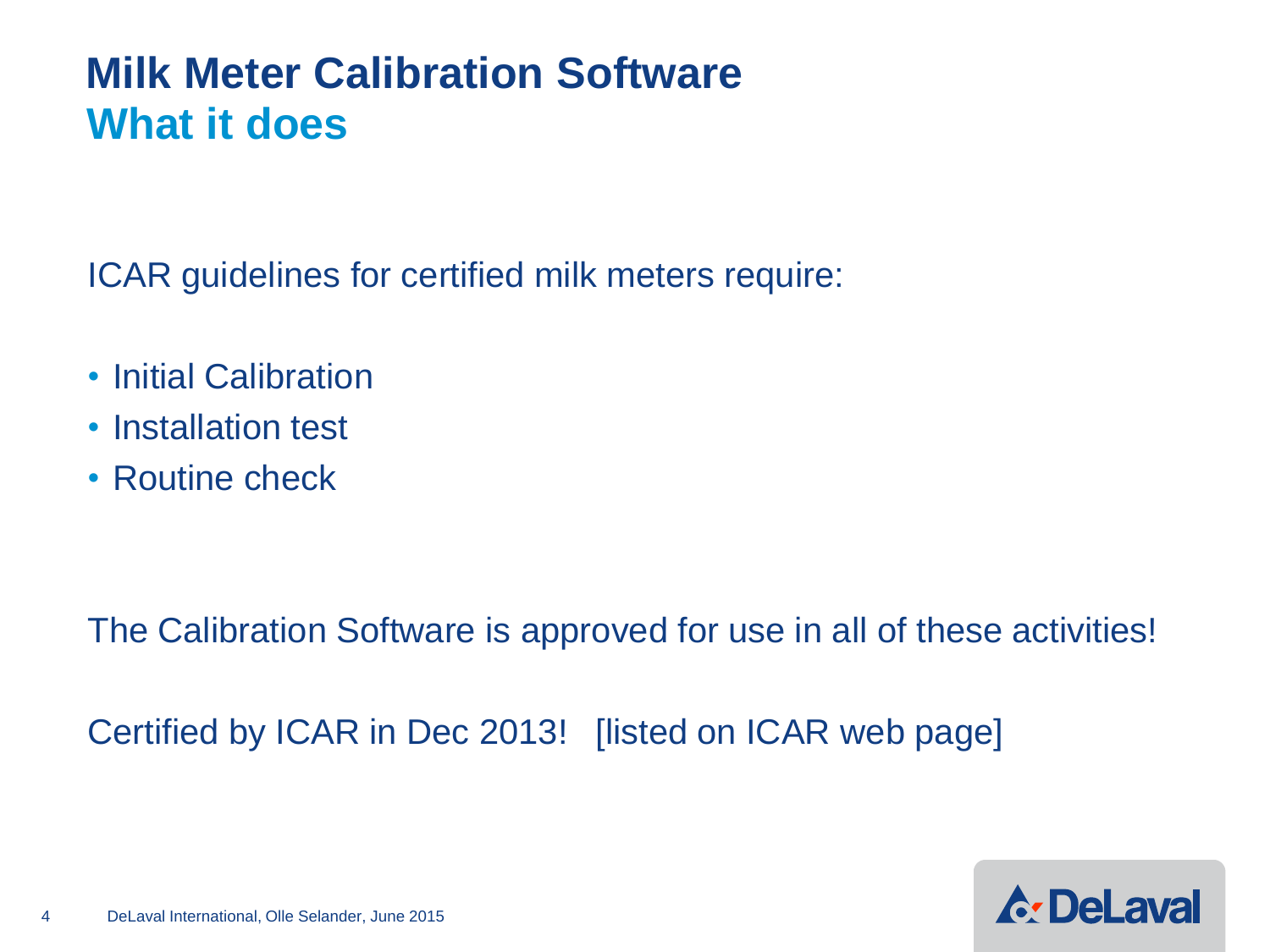# Milk Meter Calibration Software
## What it does

ICAR guidelines for certified milk meters require:

- Initial Calibration
- Installation test
- Routine check

The Calibration Software is approved for use in all of these activities!

Certified by ICAR in Dec 2013!   [listed on ICAR web page]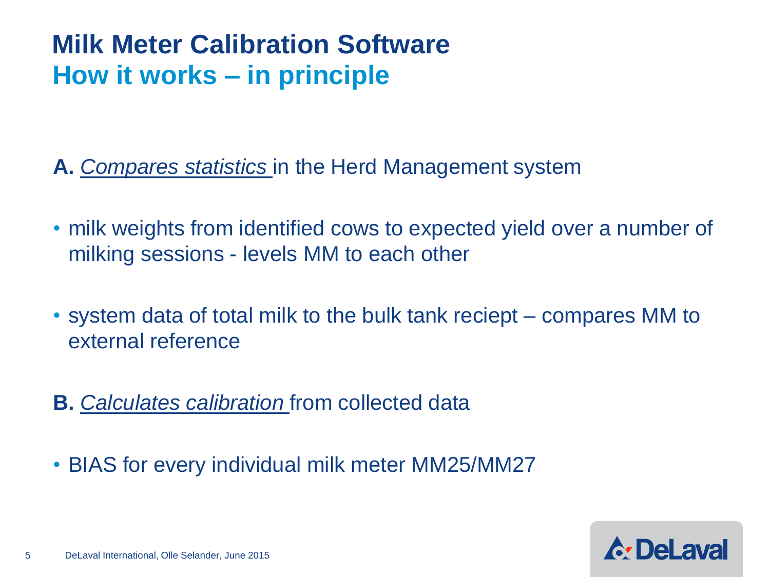# Milk Meter Calibration Software
## How it works – in principle

**A.** *Compares statistics* in the Herd Management system

- milk weights from identified cows to expected yield over a number of milking sessions - levels MM to each other
- system data of total milk to the bulk tank reciept – compares MM to external reference

**B.** *Calculates calibration* from collected data

- BIAS for every individual milk meter MM25/MM27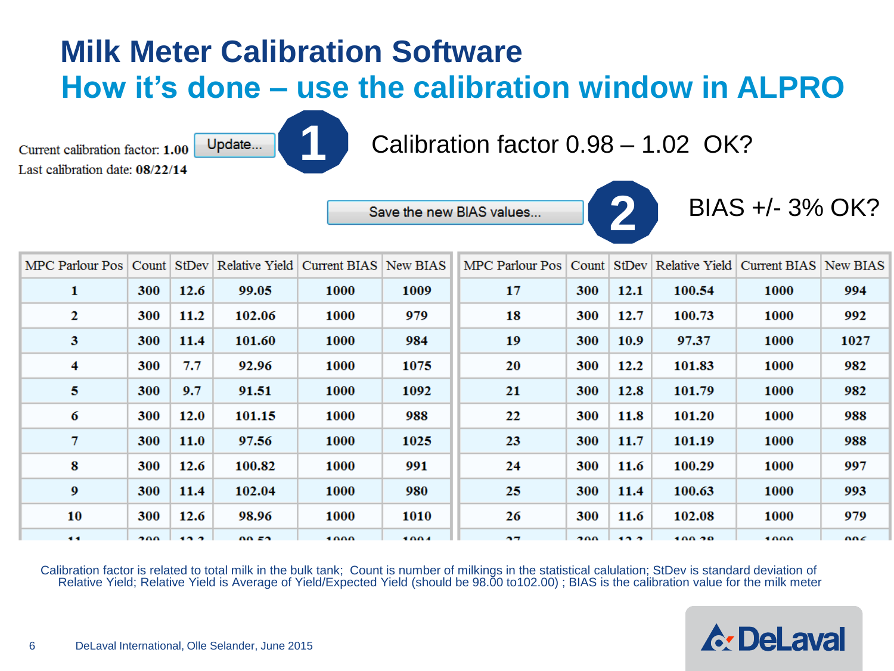# Milk Meter Calibration Software

## How it's done – use the calibration window in ALPRO

Current calibration factor: **1.00** Update...

Last calibration date: **08/22/14**

**1** Calibration factor 0.98 – 1.02 OK?

Save the new BIAS values...

**2** BIAS +/- 3% OK?

| MPC Parlour Pos | Count | StDev | Relative Yield | Current BIAS | New BIAS |
|---|---|---|---|---|---|
| 1 | 300 | 12.6 | 99.05 | 1000 | 1009 |
| 2 | 300 | 11.2 | 102.06 | 1000 | 979 |
| 3 | 300 | 11.4 | 101.60 | 1000 | 984 |
| 4 | 300 | 7.7 | 92.96 | 1000 | 1075 |
| 5 | 300 | 9.7 | 91.51 | 1000 | 1092 |
| 6 | 300 | 12.0 | 101.15 | 1000 | 988 |
| 7 | 300 | 11.0 | 97.56 | 1000 | 1025 |
| 8 | 300 | 12.6 | 100.82 | 1000 | 991 |
| 9 | 300 | 11.4 | 102.04 | 1000 | 980 |
| 10 | 300 | 12.6 | 98.96 | 1000 | 1010 |

| MPC Parlour Pos | Count | StDev | Relative Yield | Current BIAS | New BIAS |
|---|---|---|---|---|---|
| 17 | 300 | 12.1 | 100.54 | 1000 | 994 |
| 18 | 300 | 12.7 | 100.73 | 1000 | 992 |
| 19 | 300 | 10.9 | 97.37 | 1000 | 1027 |
| 20 | 300 | 12.2 | 101.83 | 1000 | 982 |
| 21 | 300 | 12.8 | 101.79 | 1000 | 982 |
| 22 | 300 | 11.8 | 101.20 | 1000 | 988 |
| 23 | 300 | 11.7 | 101.19 | 1000 | 988 |
| 24 | 300 | 11.6 | 100.29 | 1000 | 997 |
| 25 | 300 | 11.4 | 100.63 | 1000 | 993 |
| 26 | 300 | 11.6 | 102.08 | 1000 | 979 |

Calibration factor is related to total milk in the bulk tank; Count is number of milkings in the statistical calulation; StDev is standard deviation of Relative Yield; Relative Yield is Average of Yield/Expected Yield (should be 98.00 to102.00) ; BIAS is the calibration value for the milk meter

DeLaval International, Olle Selander, June 2015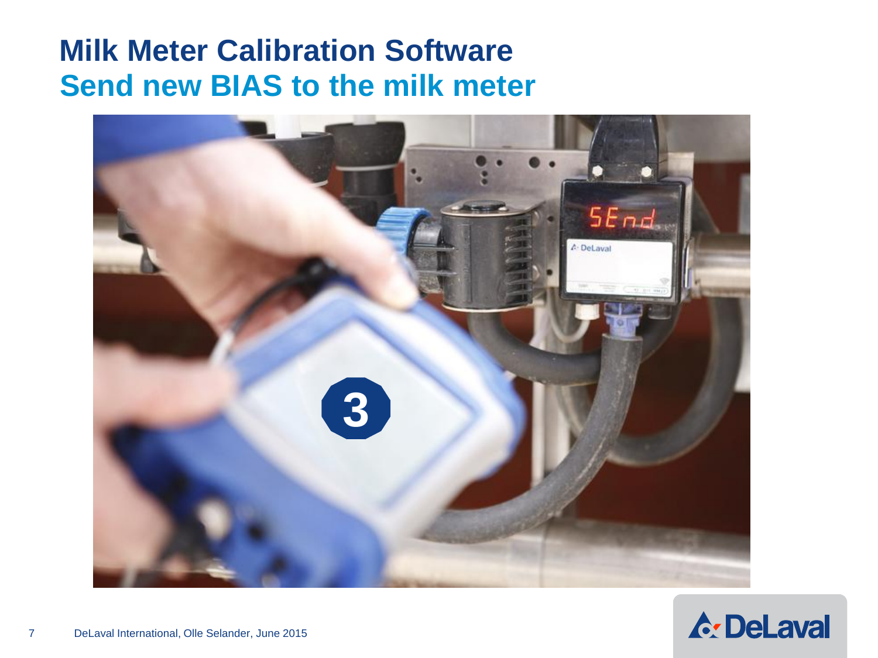# Milk Meter Calibration Software

## Send new BIAS to the milk meter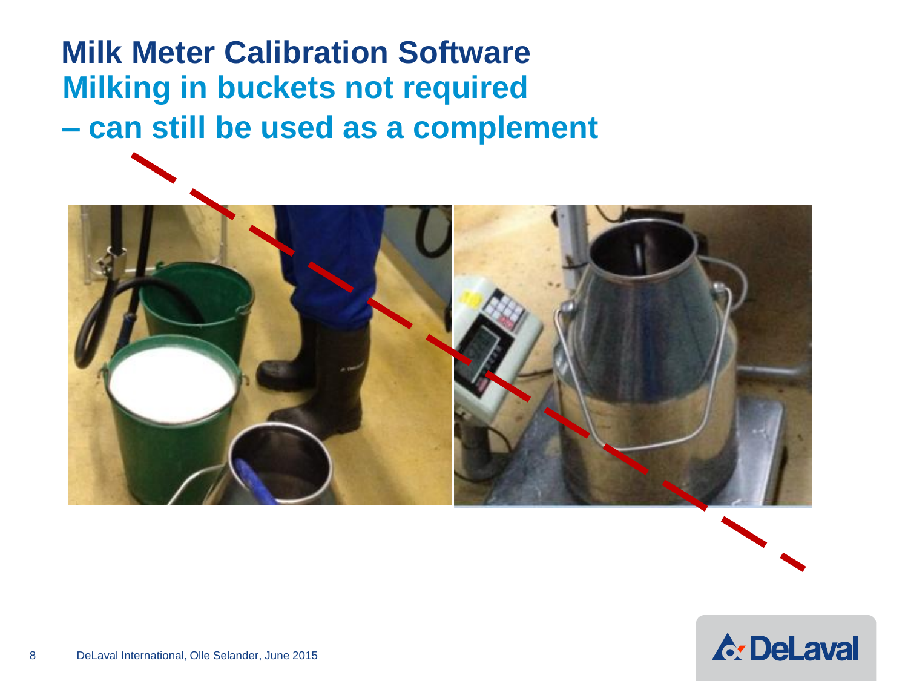# Milk Meter Calibration Software

## Milking in buckets not required – can still be used as a complement

DeLaval International, Olle Selander, June 2015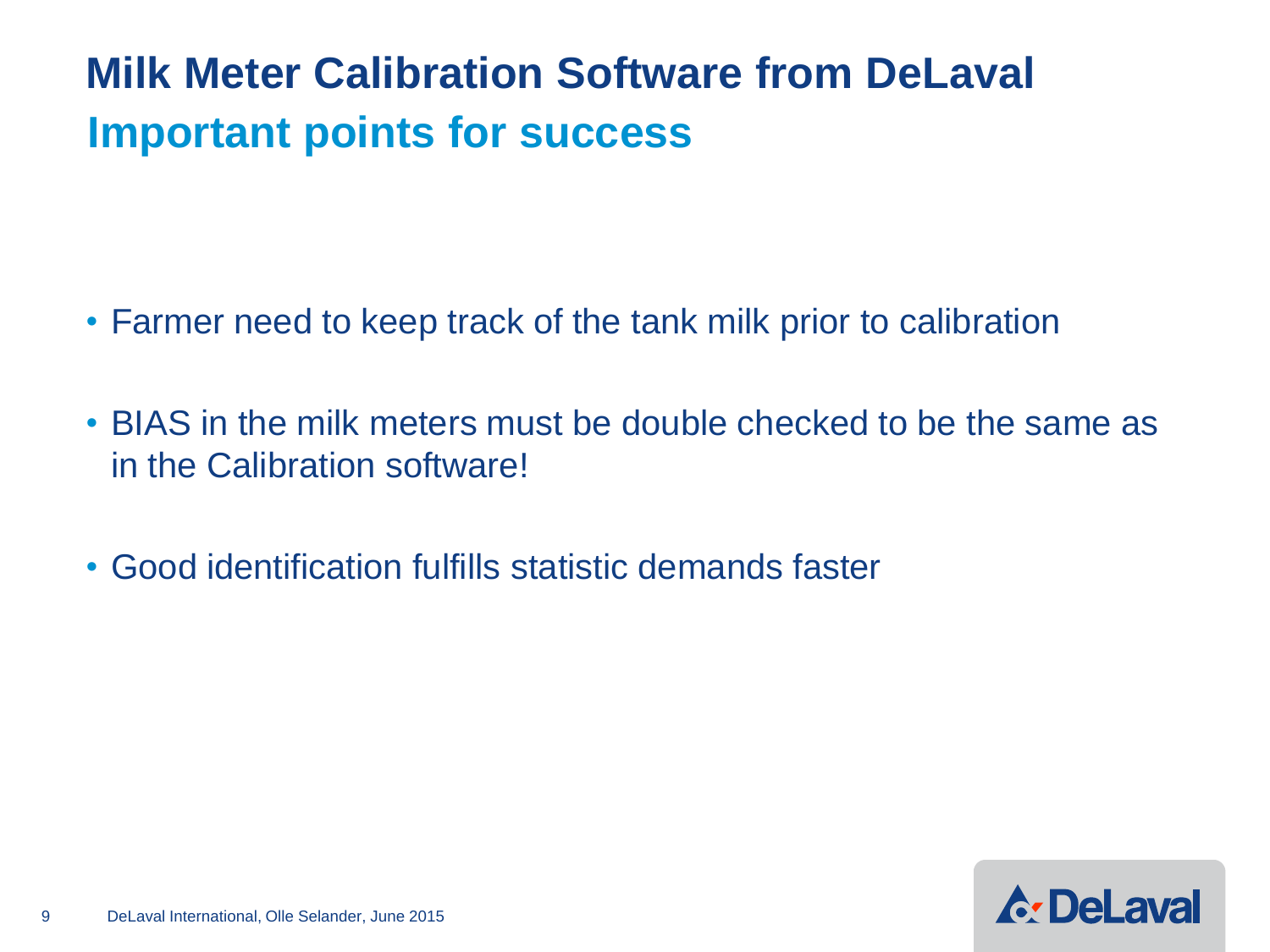# Milk Meter Calibration Software from DeLaval

## Important points for success

- Farmer need to keep track of the tank milk prior to calibration
- BIAS in the milk meters must be double checked to be the same as in the Calibration software!
- Good identification fulfills statistic demands faster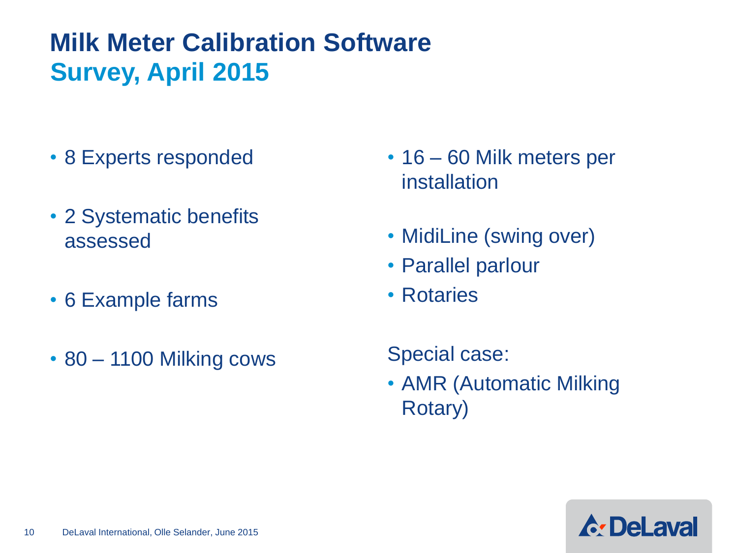# Milk Meter Calibration Software
## Survey, April 2015

- 8 Experts responded
- 2 Systematic benefits assessed
- 6 Example farms
- 80 – 1100 Milking cows

- 16 – 60 Milk meters per installation
- MidiLine (swing over)
- Parallel parlour
- Rotaries

Special case:

- AMR (Automatic Milking Rotary)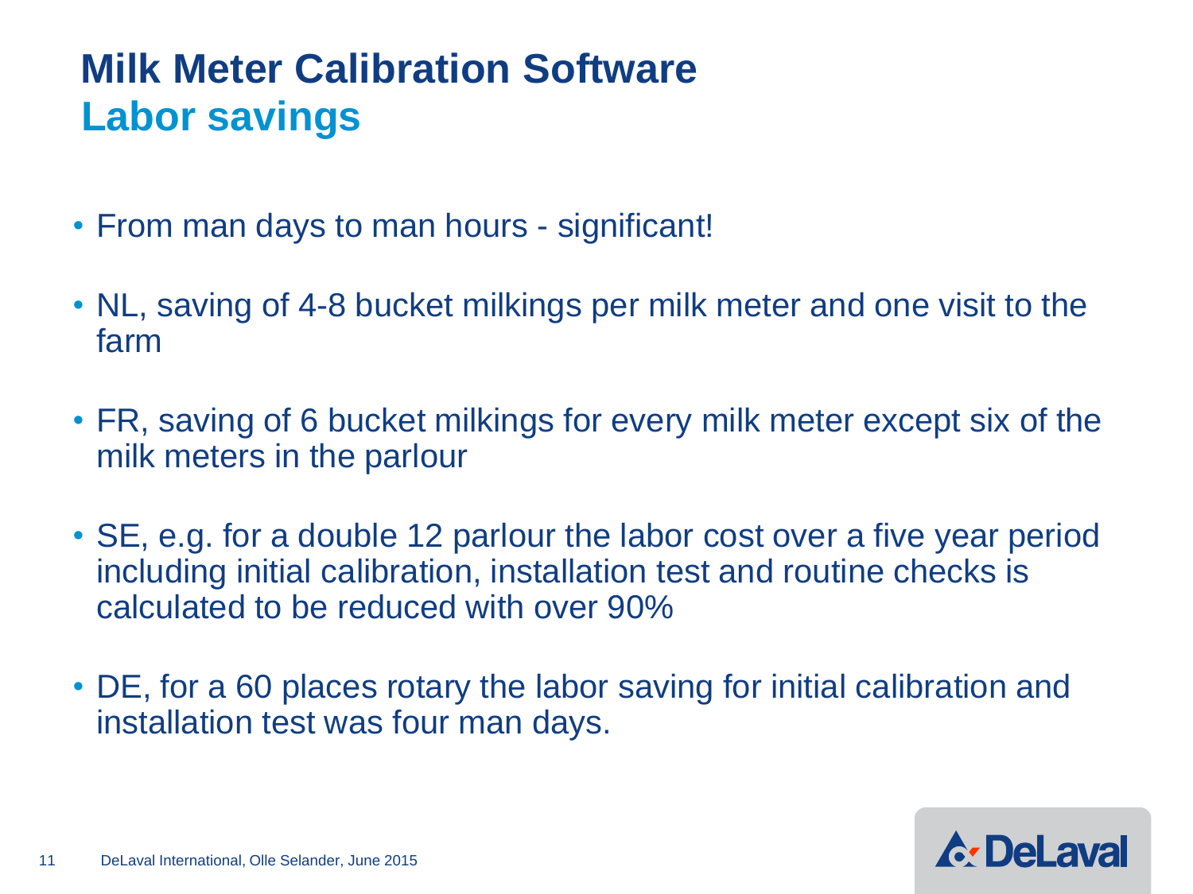# Milk Meter Calibration Software
## Labor savings

- From man days to man hours - significant!
- NL, saving of 4-8 bucket milkings per milk meter and one visit to the farm
- FR, saving of 6 bucket milkings for every milk meter except six of the milk meters in the parlour
- SE, e.g. for a double 12 parlour the labor cost over a five year period including initial calibration, installation test and routine checks is calculated to be reduced with over 90%
- DE, for a 60 places rotary the labor saving for initial calibration and installation test was four man days.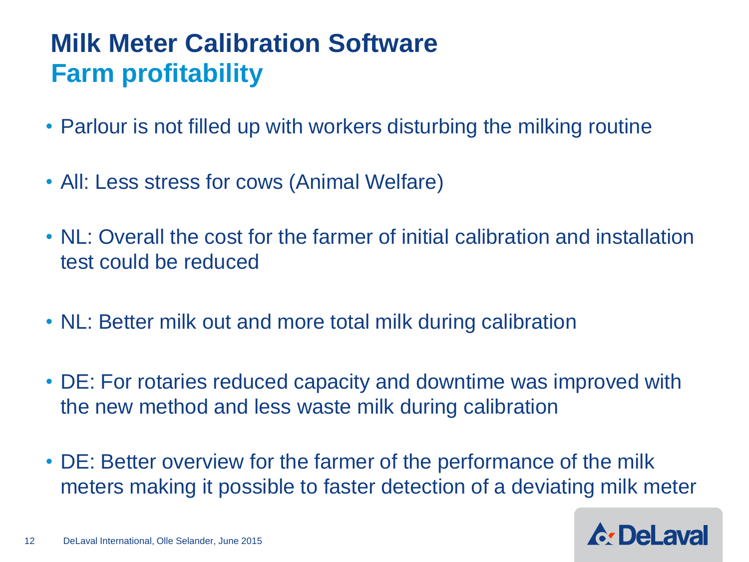# Milk Meter Calibration Software
## Farm profitability

- Parlour is not filled up with workers disturbing the milking routine
- All: Less stress for cows (Animal Welfare)
- NL: Overall the cost for the farmer of initial calibration and installation test could be reduced
- NL: Better milk out and more total milk during calibration
- DE: For rotaries reduced capacity and downtime was improved with the new method and less waste milk during calibration
- DE: Better overview for the farmer of the performance of the milk meters making it possible to faster detection of a deviating milk meter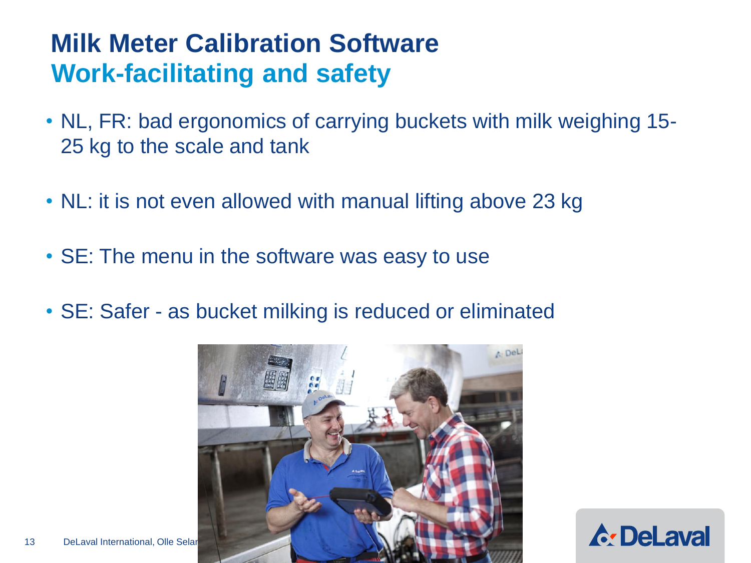# Milk Meter Calibration Software
## Work-facilitating and safety

- NL, FR: bad ergonomics of carrying buckets with milk weighing 15-25 kg to the scale and tank
- NL: it is not even allowed with manual lifting above 23 kg
- SE: The menu in the software was easy to use
- SE: Safer - as bucket milking is reduced or eliminated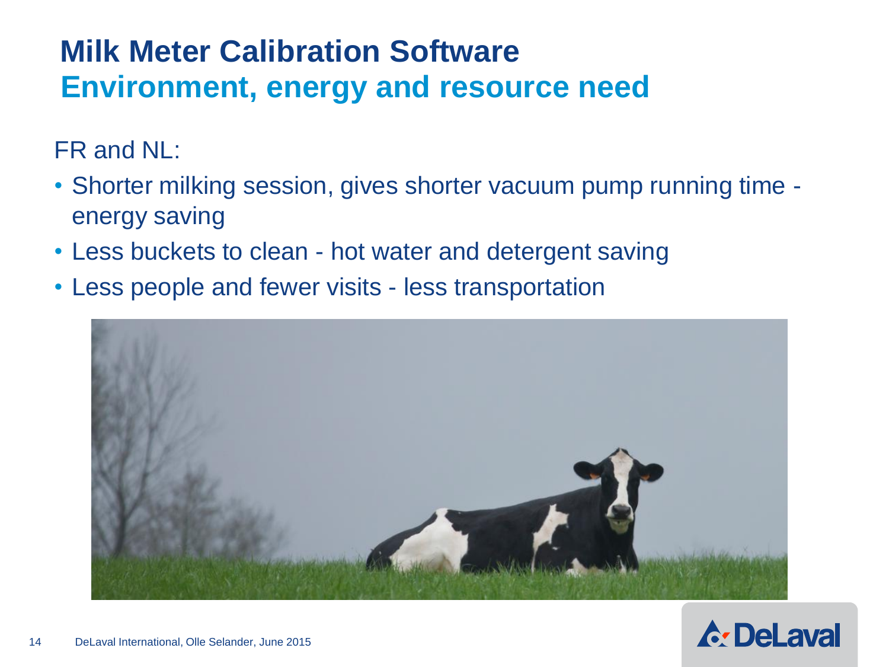# Milk Meter Calibration Software
## Environment, energy and resource need

FR and NL:

- Shorter milking session, gives shorter vacuum pump running time - energy saving
- Less buckets to clean - hot water and detergent saving
- Less people and fewer visits - less transportation

DeLaval International, Olle Selander, June 2015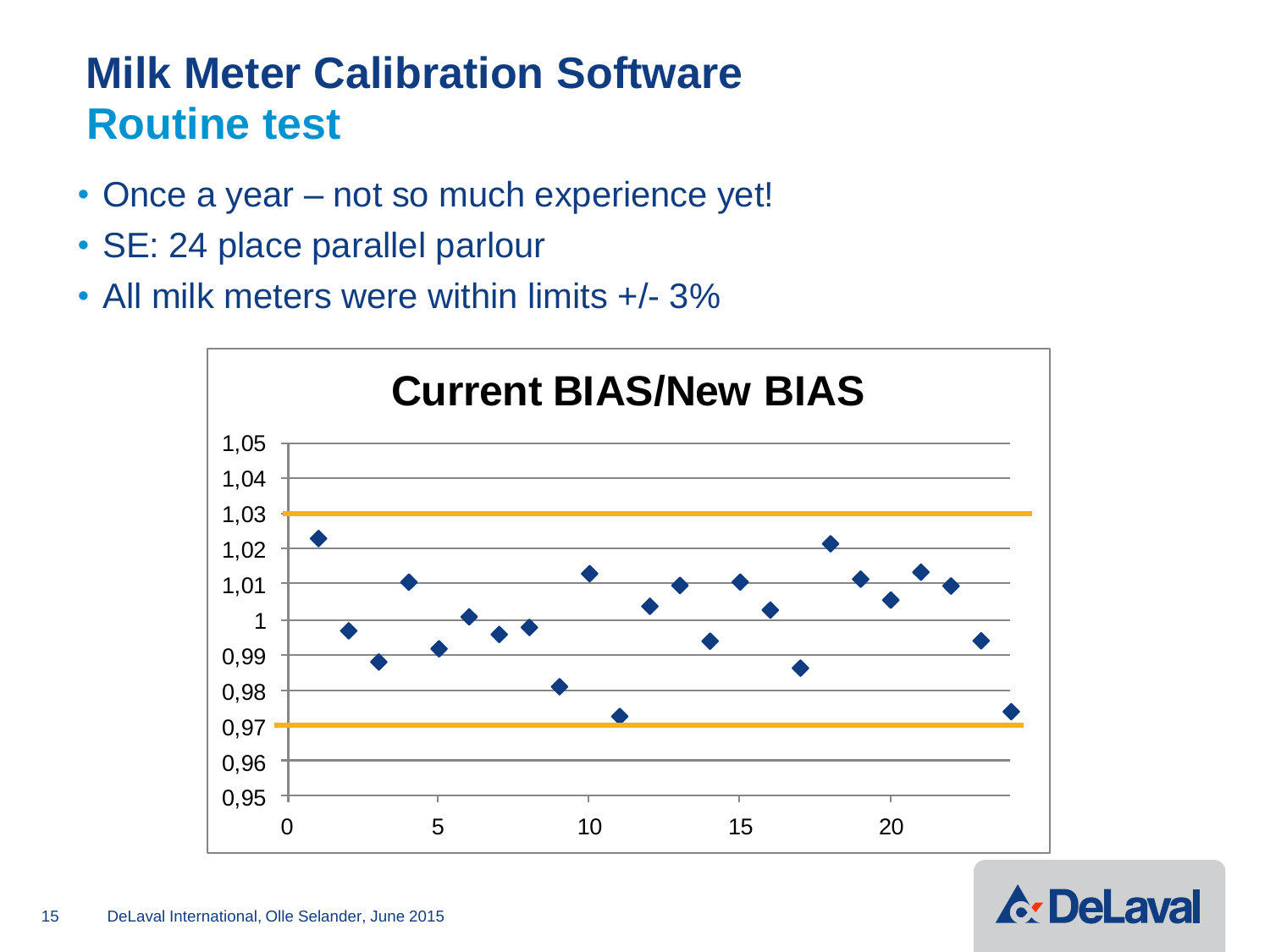# Milk Meter Calibration Software
## Routine test

- Once a year – not so much experience yet!
- SE: 24 place parallel parlour
- All milk meters were within limits +/- 3%

**Current BIAS/New BIAS**

DeLaval International, Olle Selander, June 2015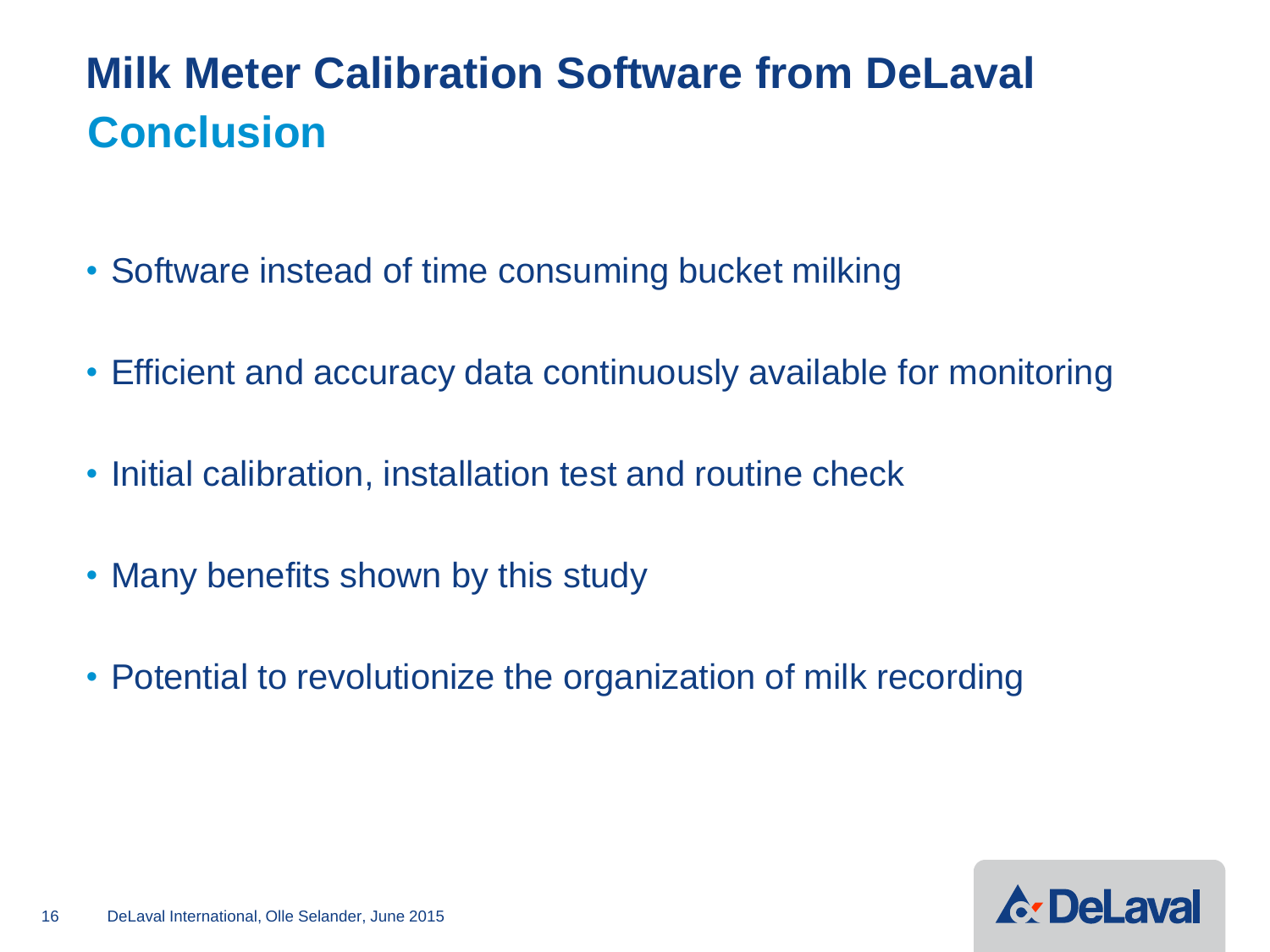# Milk Meter Calibration Software from DeLaval

## Conclusion

- Software instead of time consuming bucket milking
- Efficient and accuracy data continuously available for monitoring
- Initial calibration, installation test and routine check
- Many benefits shown by this study
- Potential to revolutionize the organization of milk recording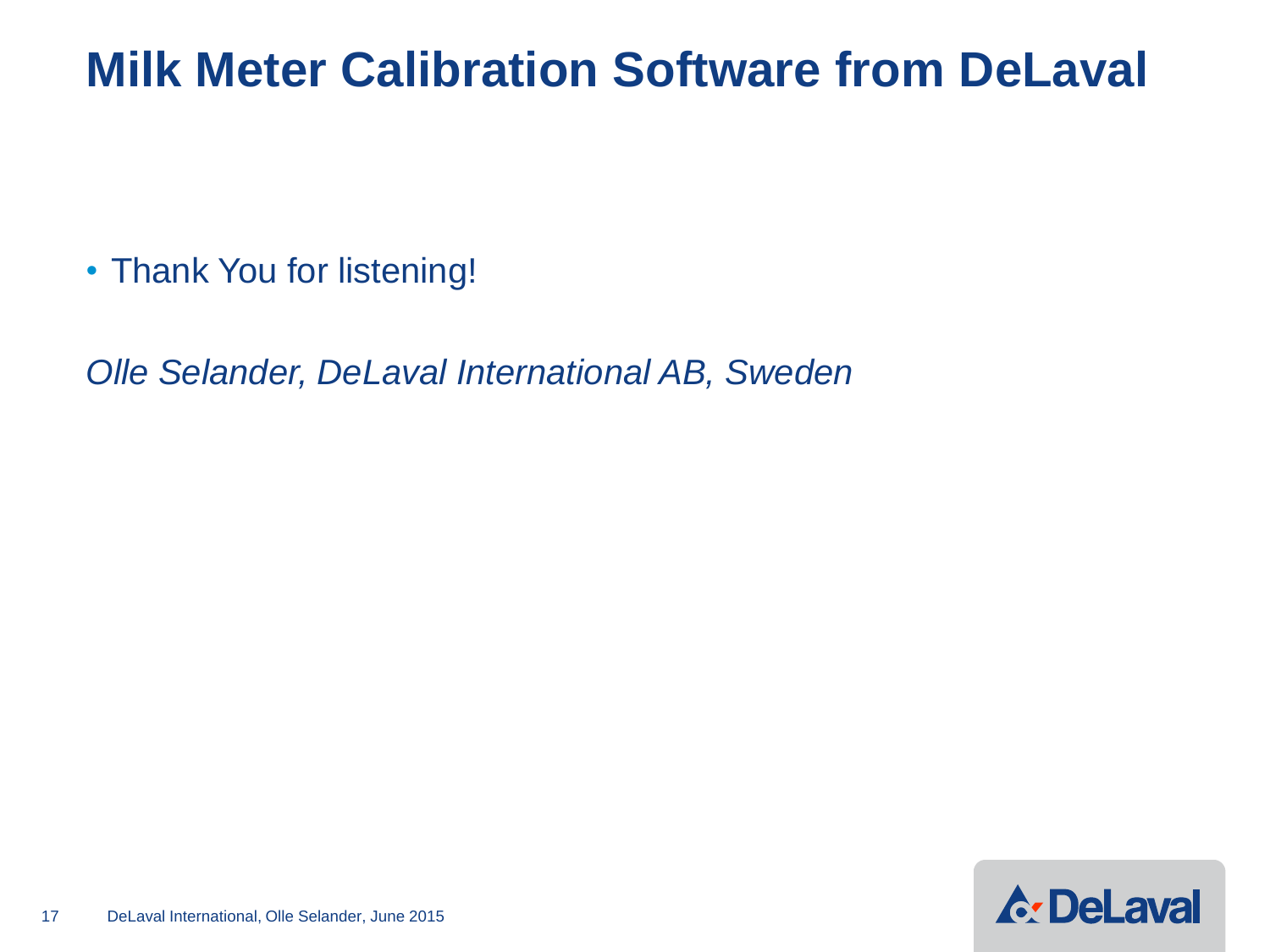# Milk Meter Calibration Software from DeLaval

- Thank You for listening!

*Olle Selander, DeLaval International AB, Sweden*